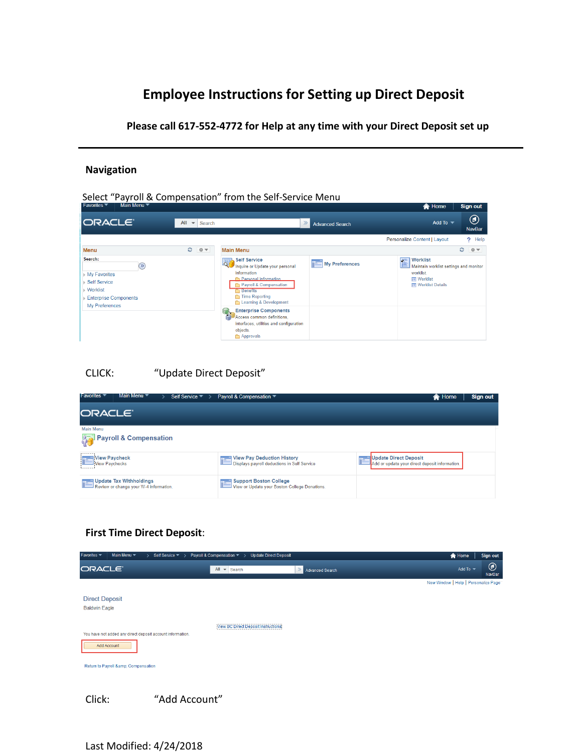# Employee Instructions for Setting up Direct Deposit

**Please call 617-552-4772 for Help at any time with your Direct Deposit set up**

---

## Navigation

Select "Payroll & Compensation" from the Self-Service Menu

CLICK: "Update Direct Deposit"

## First Time Direct Deposit:

Click: "Add Account"

Last Modified: 4/24/2018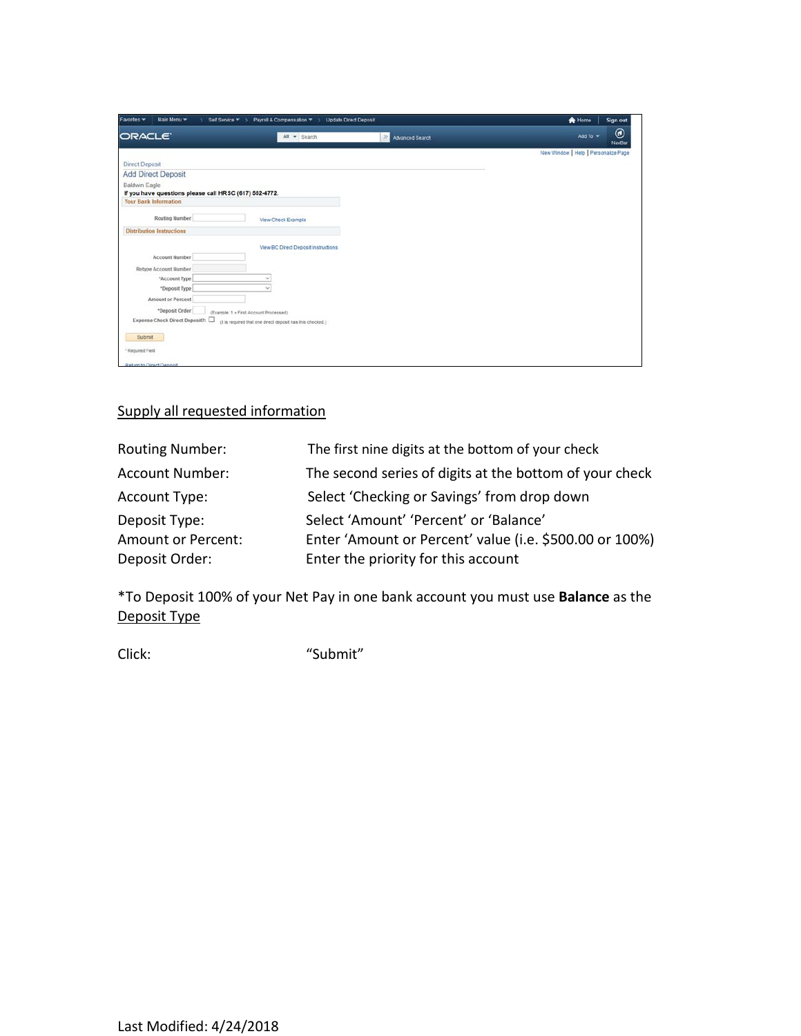Supply all requested information

| | |
|---|---|
| Routing Number: | The first nine digits at the bottom of your check |
| Account Number: | The second series of digits at the bottom of your check |
| Account Type: | Select 'Checking or Savings' from drop down |
| Deposit Type: | Select 'Amount' 'Percent' or 'Balance' |
| Amount or Percent: | Enter 'Amount or Percent' value (i.e. $500.00 or 100%) |
| Deposit Order: | Enter the priority for this account |

*To Deposit 100% of your Net Pay in one bank account you must use **Balance** as the Deposit Type

Click: "Submit"

Last Modified: 4/24/2018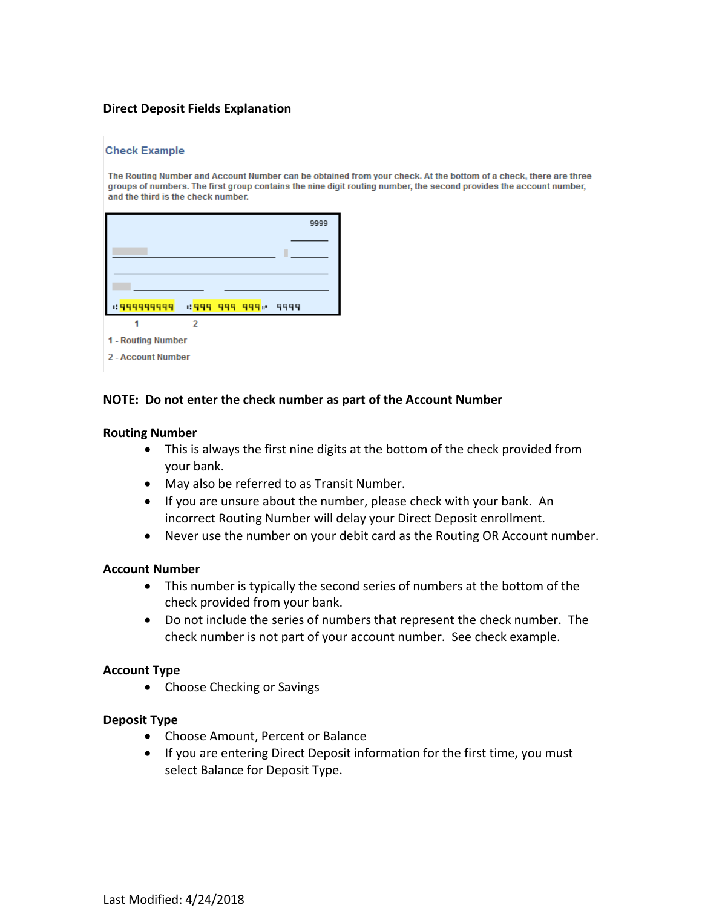**Direct Deposit Fields Explanation**

**Check Example**

The Routing Number and Account Number can be obtained from your check. At the bottom of a check, there are three groups of numbers. The first group contains the nine digit routing number, the second provides the account number, and the third is the check number.

9999

⑆999999999 ⑆999 999 999⑈ 9999

1 2

1 - Routing Number

2 - Account Number

**NOTE: Do not enter the check number as part of the Account Number**

**Routing Number**

- This is always the first nine digits at the bottom of the check provided from your bank.
- May also be referred to as Transit Number.
- If you are unsure about the number, please check with your bank. An incorrect Routing Number will delay your Direct Deposit enrollment.
- Never use the number on your debit card as the Routing OR Account number.

**Account Number**

- This number is typically the second series of numbers at the bottom of the check provided from your bank.
- Do not include the series of numbers that represent the check number. The check number is not part of your account number. See check example.

**Account Type**

- Choose Checking or Savings

**Deposit Type**

- Choose Amount, Percent or Balance
- If you are entering Direct Deposit information for the first time, you must select Balance for Deposit Type.

Last Modified: 4/24/2018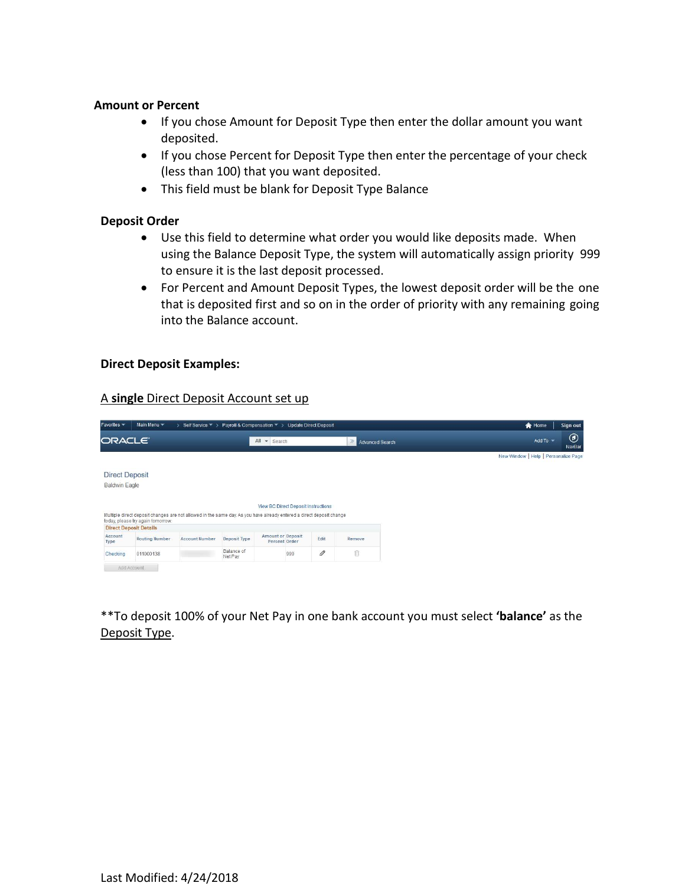**Amount or Percent**

- If you chose Amount for Deposit Type then enter the dollar amount you want deposited.
- If you chose Percent for Deposit Type then enter the percentage of your check (less than 100) that you want deposited.
- This field must be blank for Deposit Type Balance

**Deposit Order**

- Use this field to determine what order you would like deposits made. When using the Balance Deposit Type, the system will automatically assign priority 999 to ensure it is the last deposit processed.
- For Percent and Amount Deposit Types, the lowest deposit order will be the one that is deposited first and so on in the order of priority with any remaining going into the Balance account.

**Direct Deposit Examples:**

A **single** Direct Deposit Account set up

Favorites | Main Menu | Self Service | Payroll & Compensation | Update Direct Deposit | Home | Sign out

ORACLE | All | Search | Advanced Search | Add To | NavBar

New Window | Help | Personalize Page

Direct Deposit
Baldwin Eagle

View BC Direct Deposit Instructions

Multiple direct deposit changes are not allowed in the same day. As you have already entered a direct deposit change today, please try again tomorrow.

Direct Deposit Details

| Account Type | Routing Number | Account Number | Deposit Type | Amount or Percent | Deposit Order | Edit | Remove |
|---|---|---|---|---|---|---|---|
| Checking | 011000138 | | Balance of Net Pay | | 999 | | |

Add Account

**To deposit 100% of your Net Pay in one bank account you must select **'balance'** as the Deposit Type.

Last Modified: 4/24/2018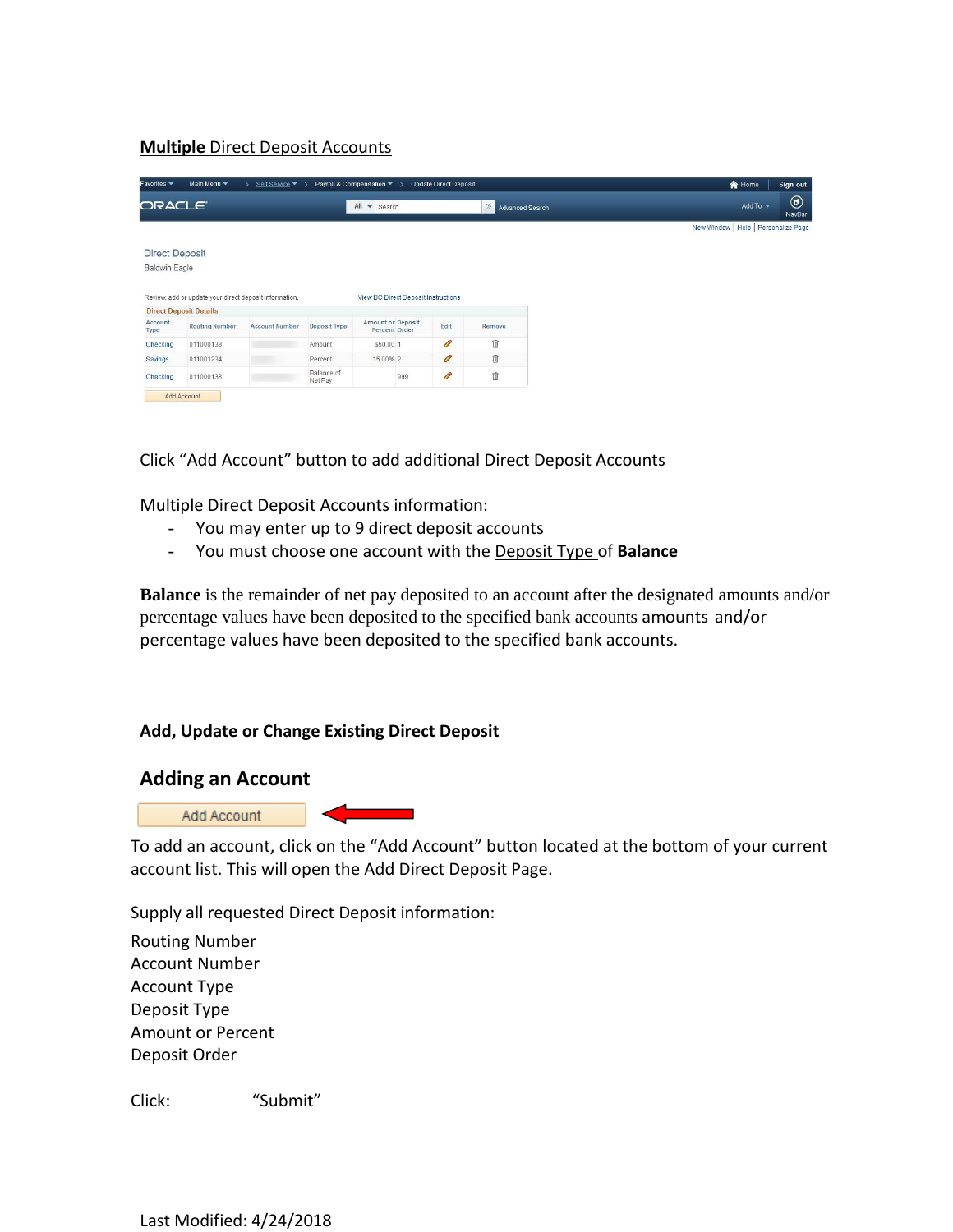**Multiple** Direct Deposit Accounts

Direct Deposit
Baldwin Eagle

Review, add or update your direct deposit information. View BC Direct Deposit Instructions

Direct Deposit Details

| Account Type | Routing Number | Account Number | Deposit Type | Amount or Deposit Percent Order | | Edit | Remove |
|---|---|---|---|---|---|---|---|
| Checking | 011000138 | | Amount | $50.00 | 1 | | |
| Savings | 011001234 | | Percent | 15.00% | 2 | | |
| Checking | 011000138 | | Balance of Net Pay | | 999 | | |

Add Account

Click "Add Account" button to add additional Direct Deposit Accounts

Multiple Direct Deposit Accounts information:

- You may enter up to 9 direct deposit accounts
- You must choose one account with the Deposit Type of **Balance**

**Balance** is the remainder of net pay deposited to an account after the designated amounts and/or percentage values have been deposited to the specified bank accounts amounts and/or percentage values have been deposited to the specified bank accounts.

**Add, Update or Change Existing Direct Deposit**

## Adding an Account

Add Account

To add an account, click on the "Add Account" button located at the bottom of your current account list. This will open the Add Direct Deposit Page.

Supply all requested Direct Deposit information:

Routing Number
Account Number
Account Type
Deposit Type
Amount or Percent
Deposit Order

Click: "Submit"

Last Modified: 4/24/2018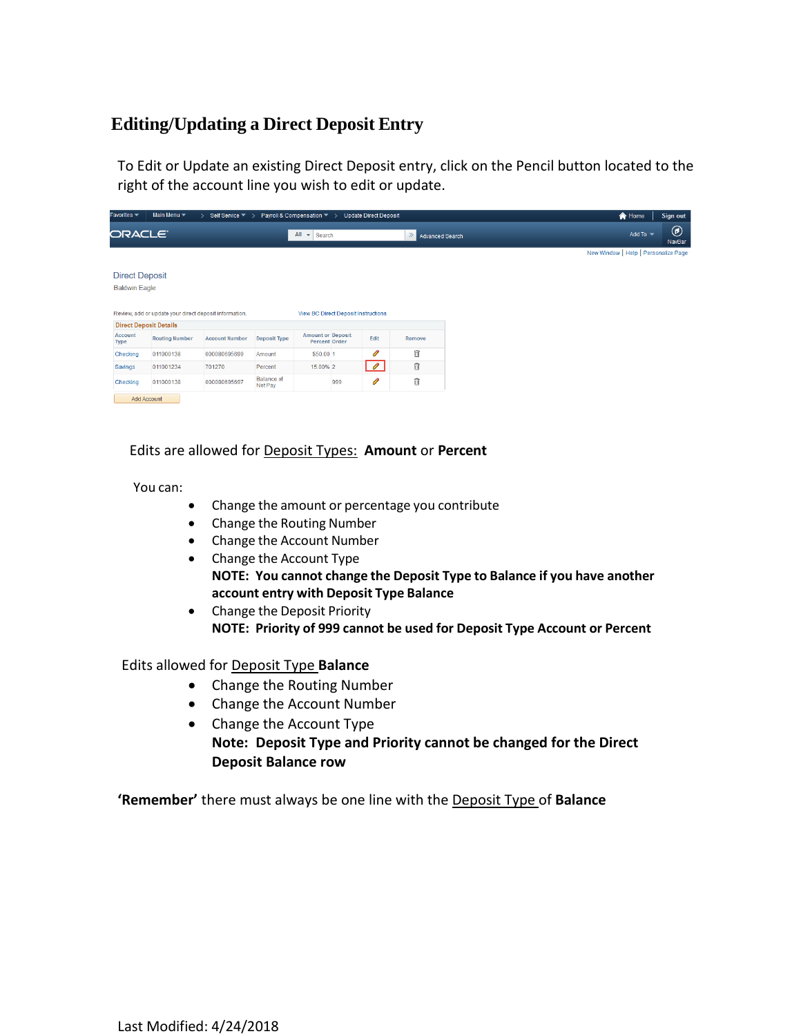# Editing/Updating a Direct Deposit Entry

To Edit or Update an existing Direct Deposit entry, click on the Pencil button located to the right of the account line you wish to edit or update.

Edits are allowed for Deposit Types: **Amount** or **Percent**

You can:

- Change the amount or percentage you contribute
- Change the Routing Number
- Change the Account Number
- Change the Account Type
  **NOTE: You cannot change the Deposit Type to Balance if you have another account entry with Deposit Type Balance**
- Change the Deposit Priority
  **NOTE: Priority of 999 cannot be used for Deposit Type Account or Percent**

Edits allowed for Deposit Type **Balance**

- Change the Routing Number
- Change the Account Number
- Change the Account Type
  **Note: Deposit Type and Priority cannot be changed for the Direct Deposit Balance row**

**'Remember'** there must always be one line with the Deposit Type of **Balance**

Last Modified: 4/24/2018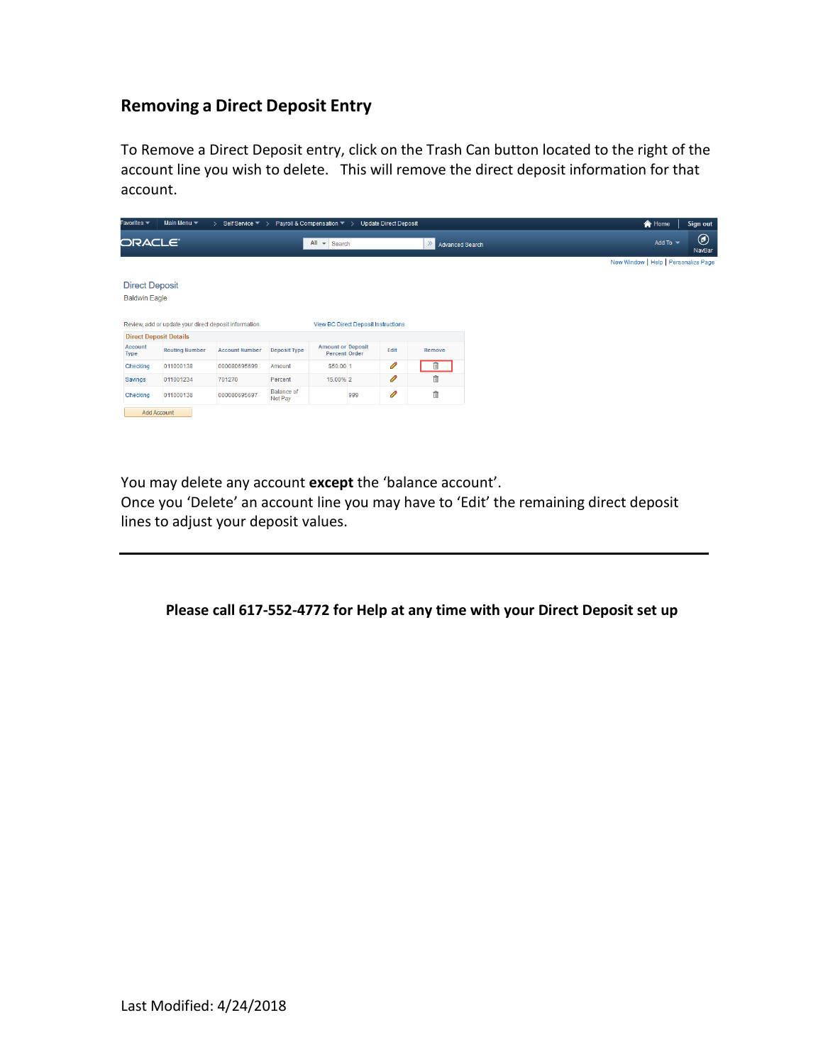## Removing a Direct Deposit Entry

To Remove a Direct Deposit entry, click on the Trash Can button located to the right of the account line you wish to delete. This will remove the direct deposit information for that account.

Favorites ▾ | Main Menu ▾ > Self Service ▾ > Payroll & Compensation ▾ > Update Direct Deposit | Home | Sign out

ORACLE | All ▾ Search | Advanced Search | Add To ▾ | NavBar

New Window | Help | Personalize Page

Direct Deposit

Baldwin Eagle

Review, add or update your direct deposit information. View BC Direct Deposit Instructions

Direct Deposit Details

| Account Type | Routing Number | Account Number | Deposit Type | Amount or Percent | Deposit Order | Edit | Remove |
|---|---|---|---|---|---|---|---|
| Checking | 011000138 | 000080695699 | Amount | $50.00 | 1 | | |
| Savings | 011001234 | 701270 | Percent | 15.00% | 2 | | |
| Checking | 011000138 | 000080695697 | Balance of Net Pay | | 999 | | |

Add Account

You may delete any account **except** the 'balance account'.
Once you 'Delete' an account line you may have to 'Edit' the remaining direct deposit lines to adjust your deposit values.

---

**Please call 617-552-4772 for Help at any time with your Direct Deposit set up**

Last Modified: 4/24/2018